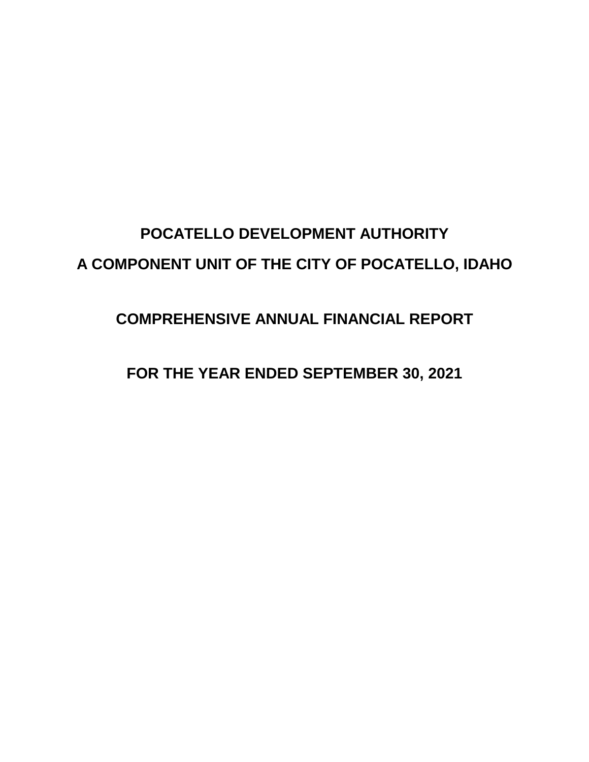# POCATELLO DEVELOPMENT AUTHORITY

# A COMPONENT UNIT OF THE CITY OF POCATELLO, IDAHO

## COMPREHENSIVE ANNUAL FINANCIAL REPORT

## FOR THE YEAR ENDED SEPTEMBER 30, 2021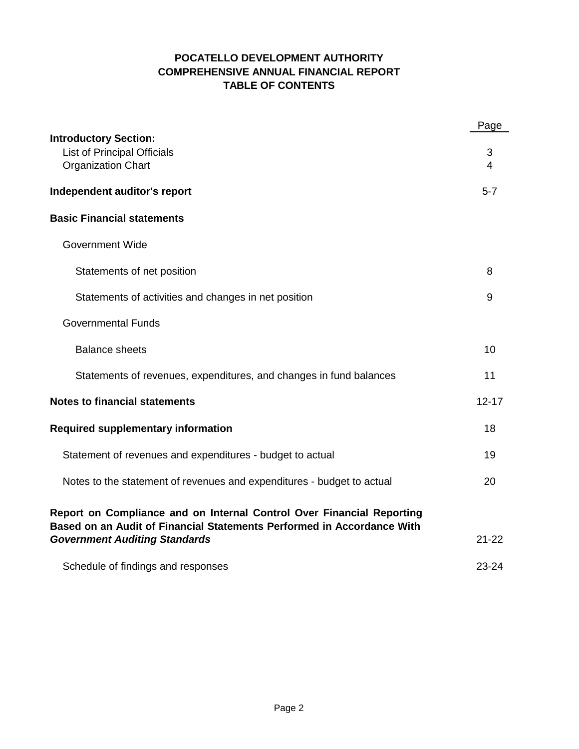# POCATELLO DEVELOPMENT AUTHORITY
## COMPREHENSIVE ANNUAL FINANCIAL REPORT
## TABLE OF CONTENTS

| | Page |
|---|---|
| **Introductory Section:** | |
| List of Principal Officials | 3 |
| Organization Chart | 4 |
| **Independent auditor's report** | 5-7 |
| **Basic Financial statements** | |
| Government Wide | |
| Statements of net position | 8 |
| Statements of activities and changes in net position | 9 |
| Governmental Funds | |
| Balance sheets | 10 |
| Statements of revenues, expenditures, and changes in fund balances | 11 |
| **Notes to financial statements** | 12-17 |
| **Required supplementary information** | 18 |
| Statement of revenues and expenditures - budget to actual | 19 |
| Notes to the statement of revenues and expenditures - budget to actual | 20 |
| **Report on Compliance and on Internal Control Over Financial Reporting Based on an Audit of Financial Statements Performed in Accordance With *Government Auditing Standards*** | 21-22 |
| Schedule of findings and responses | 23-24 |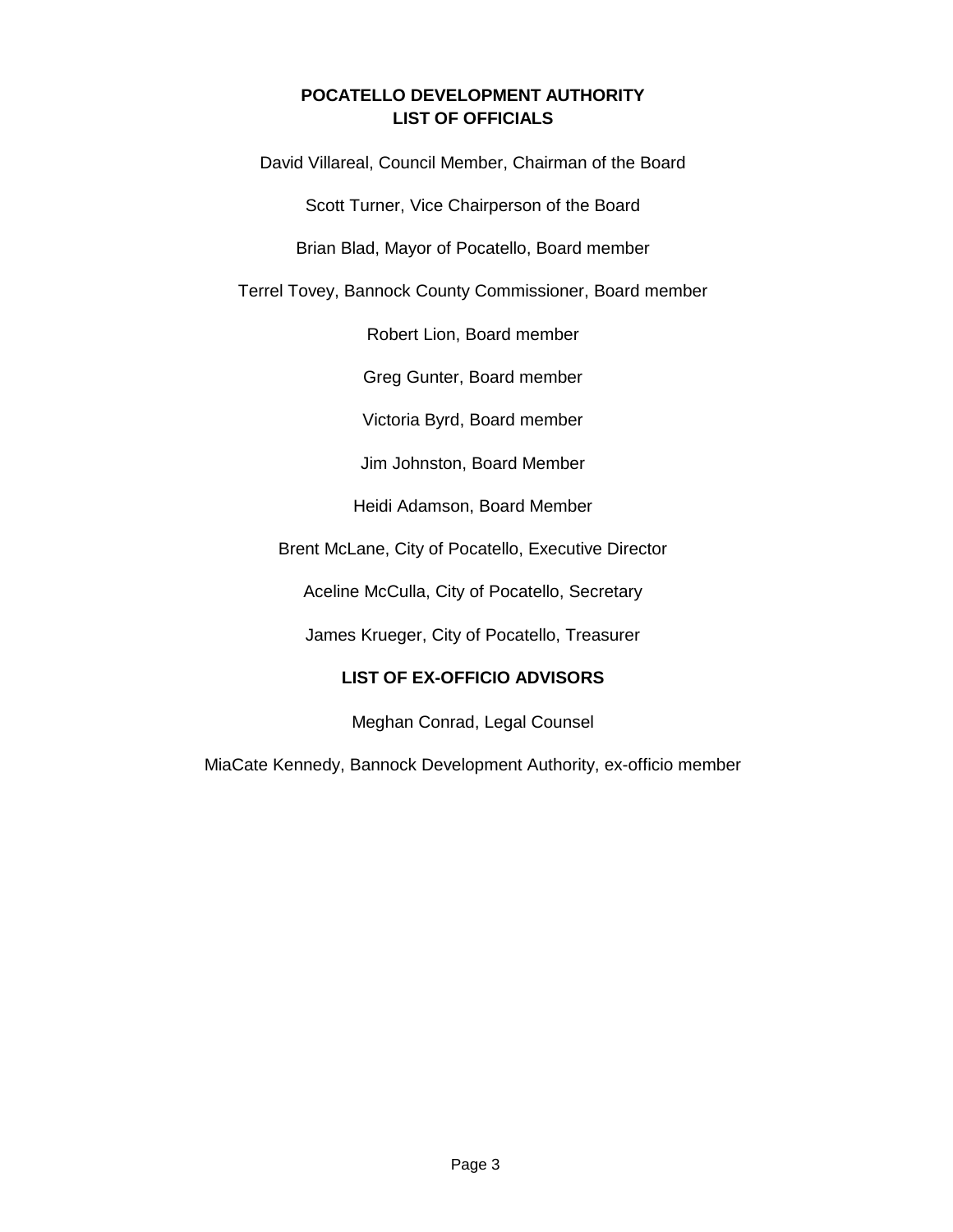## POCATELLO DEVELOPMENT AUTHORITY
## LIST OF OFFICIALS

David Villareal, Council Member, Chairman of the Board

Scott Turner, Vice Chairperson of the Board

Brian Blad, Mayor of Pocatello, Board member

Terrel Tovey, Bannock County Commissioner, Board member

Robert Lion, Board member

Greg Gunter, Board member

Victoria Byrd, Board member

Jim Johnston, Board Member

Heidi Adamson, Board Member

Brent McLane, City of Pocatello, Executive Director

Aceline McCulla, City of Pocatello, Secretary

James Krueger, City of Pocatello, Treasurer

## LIST OF EX-OFFICIO ADVISORS

Meghan Conrad, Legal Counsel

MiaCate Kennedy, Bannock Development Authority, ex-officio member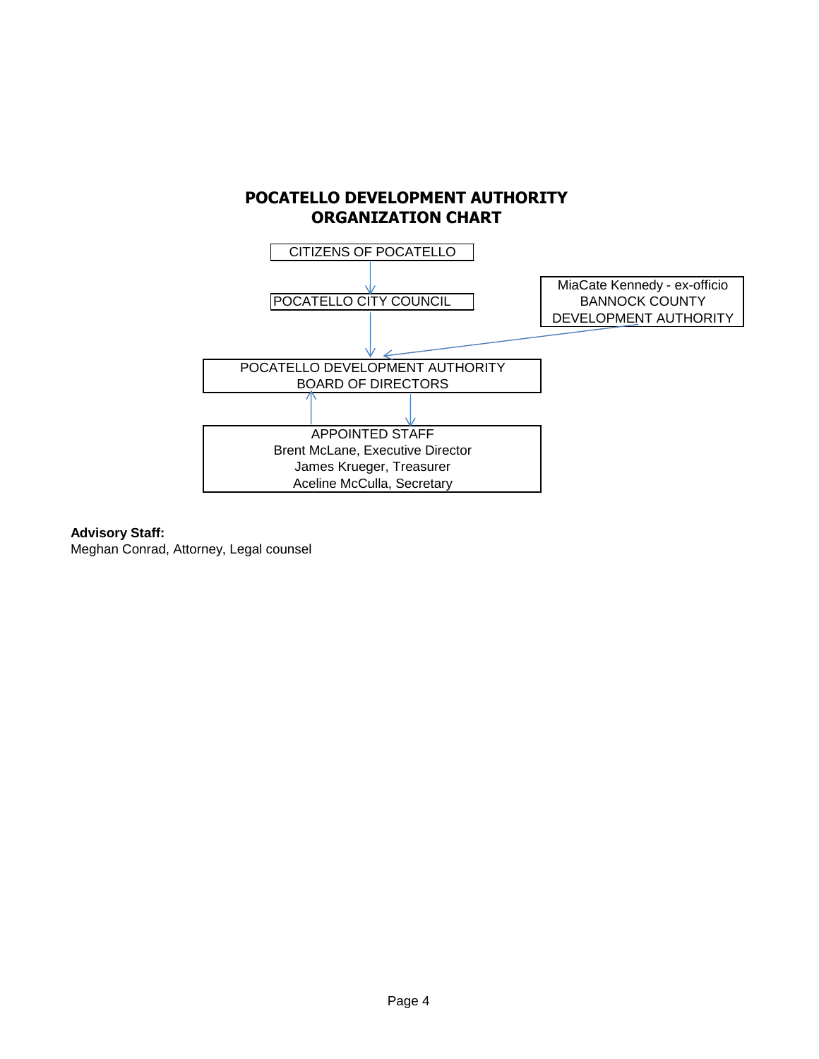# POCATELLO DEVELOPMENT AUTHORITY ORGANIZATION CHART

CITIZENS OF POCATELLO

POCATELLO CITY COUNCIL

MiaCate Kennedy - ex-officio
BANNOCK COUNTY
DEVELOPMENT AUTHORITY

POCATELLO DEVELOPMENT AUTHORITY
BOARD OF DIRECTORS

APPOINTED STAFF
Brent McLane, Executive Director
James Krueger, Treasurer
Aceline McCulla, Secretary

**Advisory Staff:**
Meghan Conrad, Attorney, Legal counsel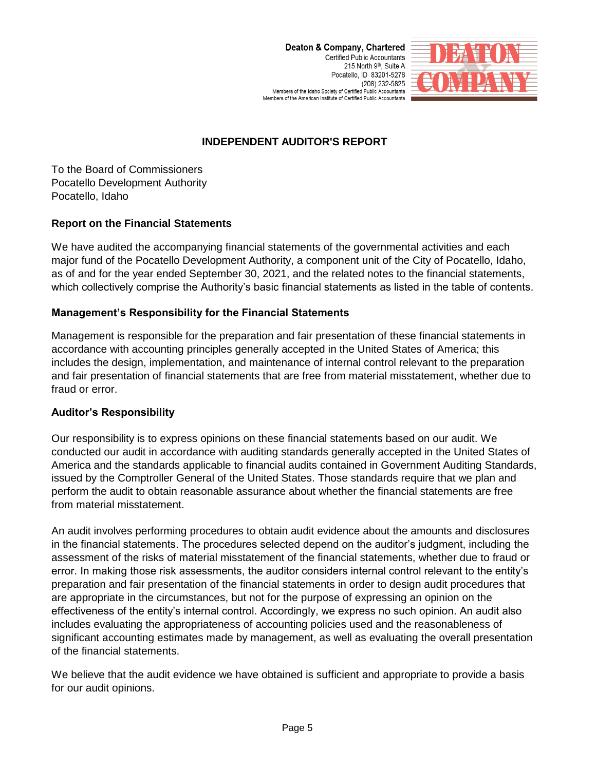Deaton & Company, Chartered
Certified Public Accountants
215 North 9th, Suite A
Pocatello, ID 83201-5278
(208) 232-5825
Members of the Idaho Society of Certified Public Accountants
Members of the American Institute of Certified Public Accountants

DEATON & COMPANY

## INDEPENDENT AUDITOR'S REPORT

To the Board of Commissioners
Pocatello Development Authority
Pocatello, Idaho

### Report on the Financial Statements

We have audited the accompanying financial statements of the governmental activities and each major fund of the Pocatello Development Authority, a component unit of the City of Pocatello, Idaho, as of and for the year ended September 30, 2021, and the related notes to the financial statements, which collectively comprise the Authority's basic financial statements as listed in the table of contents.

### Management's Responsibility for the Financial Statements

Management is responsible for the preparation and fair presentation of these financial statements in accordance with accounting principles generally accepted in the United States of America; this includes the design, implementation, and maintenance of internal control relevant to the preparation and fair presentation of financial statements that are free from material misstatement, whether due to fraud or error.

### Auditor's Responsibility

Our responsibility is to express opinions on these financial statements based on our audit. We conducted our audit in accordance with auditing standards generally accepted in the United States of America and the standards applicable to financial audits contained in Government Auditing Standards, issued by the Comptroller General of the United States. Those standards require that we plan and perform the audit to obtain reasonable assurance about whether the financial statements are free from material misstatement.

An audit involves performing procedures to obtain audit evidence about the amounts and disclosures in the financial statements. The procedures selected depend on the auditor's judgment, including the assessment of the risks of material misstatement of the financial statements, whether due to fraud or error. In making those risk assessments, the auditor considers internal control relevant to the entity's preparation and fair presentation of the financial statements in order to design audit procedures that are appropriate in the circumstances, but not for the purpose of expressing an opinion on the effectiveness of the entity's internal control. Accordingly, we express no such opinion. An audit also includes evaluating the appropriateness of accounting policies used and the reasonableness of significant accounting estimates made by management, as well as evaluating the overall presentation of the financial statements.

We believe that the audit evidence we have obtained is sufficient and appropriate to provide a basis for our audit opinions.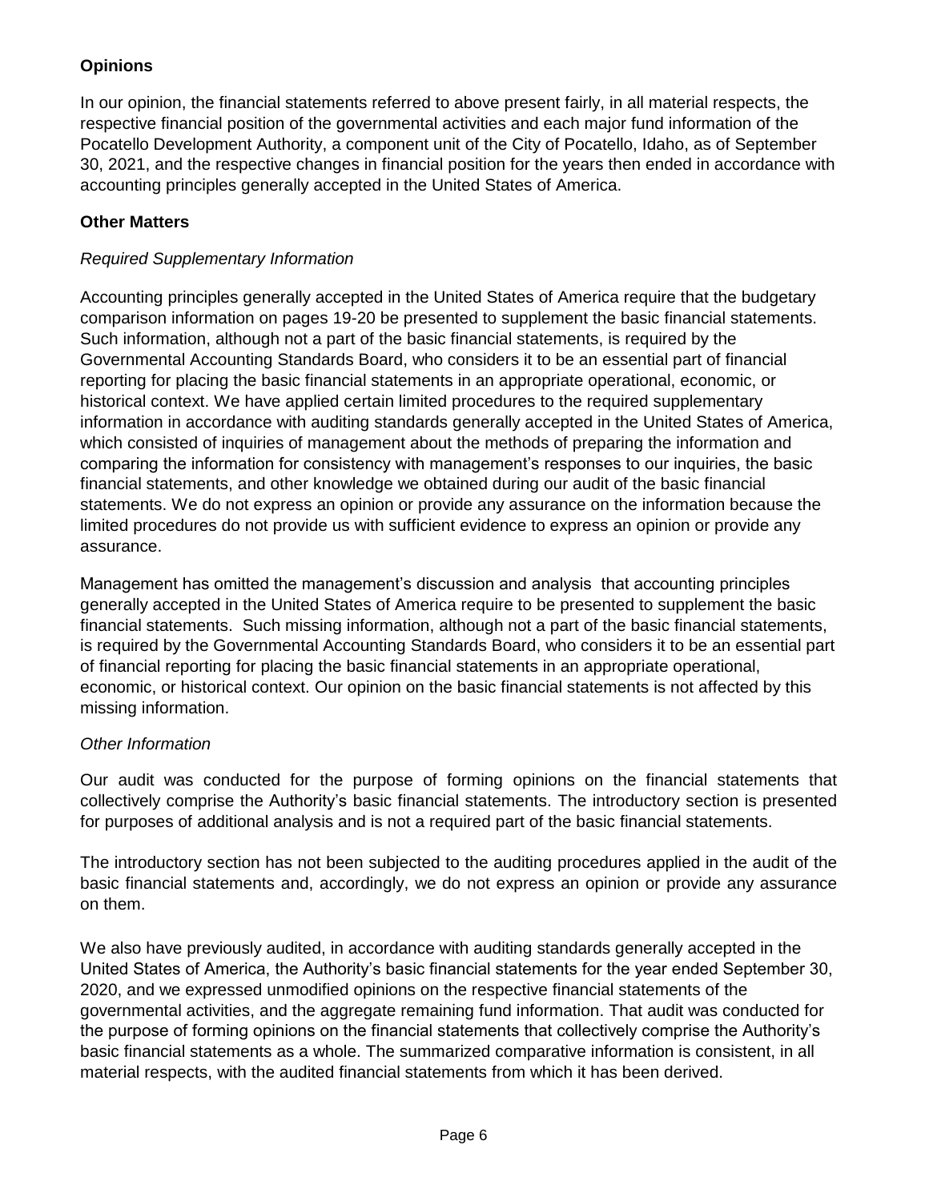## Opinions

In our opinion, the financial statements referred to above present fairly, in all material respects, the respective financial position of the governmental activities and each major fund information of the Pocatello Development Authority, a component unit of the City of Pocatello, Idaho, as of September 30, 2021, and the respective changes in financial position for the years then ended in accordance with accounting principles generally accepted in the United States of America.

## Other Matters

*Required Supplementary Information*

Accounting principles generally accepted in the United States of America require that the budgetary comparison information on pages 19-20 be presented to supplement the basic financial statements. Such information, although not a part of the basic financial statements, is required by the Governmental Accounting Standards Board, who considers it to be an essential part of financial reporting for placing the basic financial statements in an appropriate operational, economic, or historical context. We have applied certain limited procedures to the required supplementary information in accordance with auditing standards generally accepted in the United States of America, which consisted of inquiries of management about the methods of preparing the information and comparing the information for consistency with management's responses to our inquiries, the basic financial statements, and other knowledge we obtained during our audit of the basic financial statements. We do not express an opinion or provide any assurance on the information because the limited procedures do not provide us with sufficient evidence to express an opinion or provide any assurance.

Management has omitted the management's discussion and analysis that accounting principles generally accepted in the United States of America require to be presented to supplement the basic financial statements. Such missing information, although not a part of the basic financial statements, is required by the Governmental Accounting Standards Board, who considers it to be an essential part of financial reporting for placing the basic financial statements in an appropriate operational, economic, or historical context. Our opinion on the basic financial statements is not affected by this missing information.

*Other Information*

Our audit was conducted for the purpose of forming opinions on the financial statements that collectively comprise the Authority's basic financial statements. The introductory section is presented for purposes of additional analysis and is not a required part of the basic financial statements.

The introductory section has not been subjected to the auditing procedures applied in the audit of the basic financial statements and, accordingly, we do not express an opinion or provide any assurance on them.

We also have previously audited, in accordance with auditing standards generally accepted in the United States of America, the Authority's basic financial statements for the year ended September 30, 2020, and we expressed unmodified opinions on the respective financial statements of the governmental activities, and the aggregate remaining fund information. That audit was conducted for the purpose of forming opinions on the financial statements that collectively comprise the Authority's basic financial statements as a whole. The summarized comparative information is consistent, in all material respects, with the audited financial statements from which it has been derived.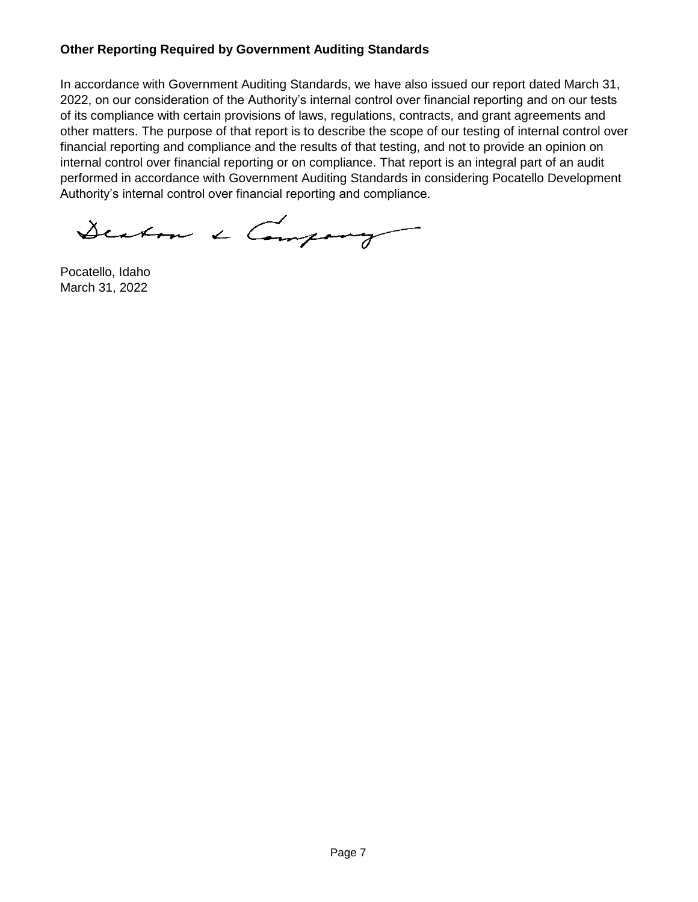**Other Reporting Required by Government Auditing Standards**

In accordance with Government Auditing Standards, we have also issued our report dated March 31, 2022, on our consideration of the Authority's internal control over financial reporting and on our tests of its compliance with certain provisions of laws, regulations, contracts, and grant agreements and other matters. The purpose of that report is to describe the scope of our testing of internal control over financial reporting and compliance and the results of that testing, and not to provide an opinion on internal control over financial reporting or on compliance. That report is an integral part of an audit performed in accordance with Government Auditing Standards in considering Pocatello Development Authority's internal control over financial reporting and compliance.

Deaton & Company

Pocatello, Idaho
March 31, 2022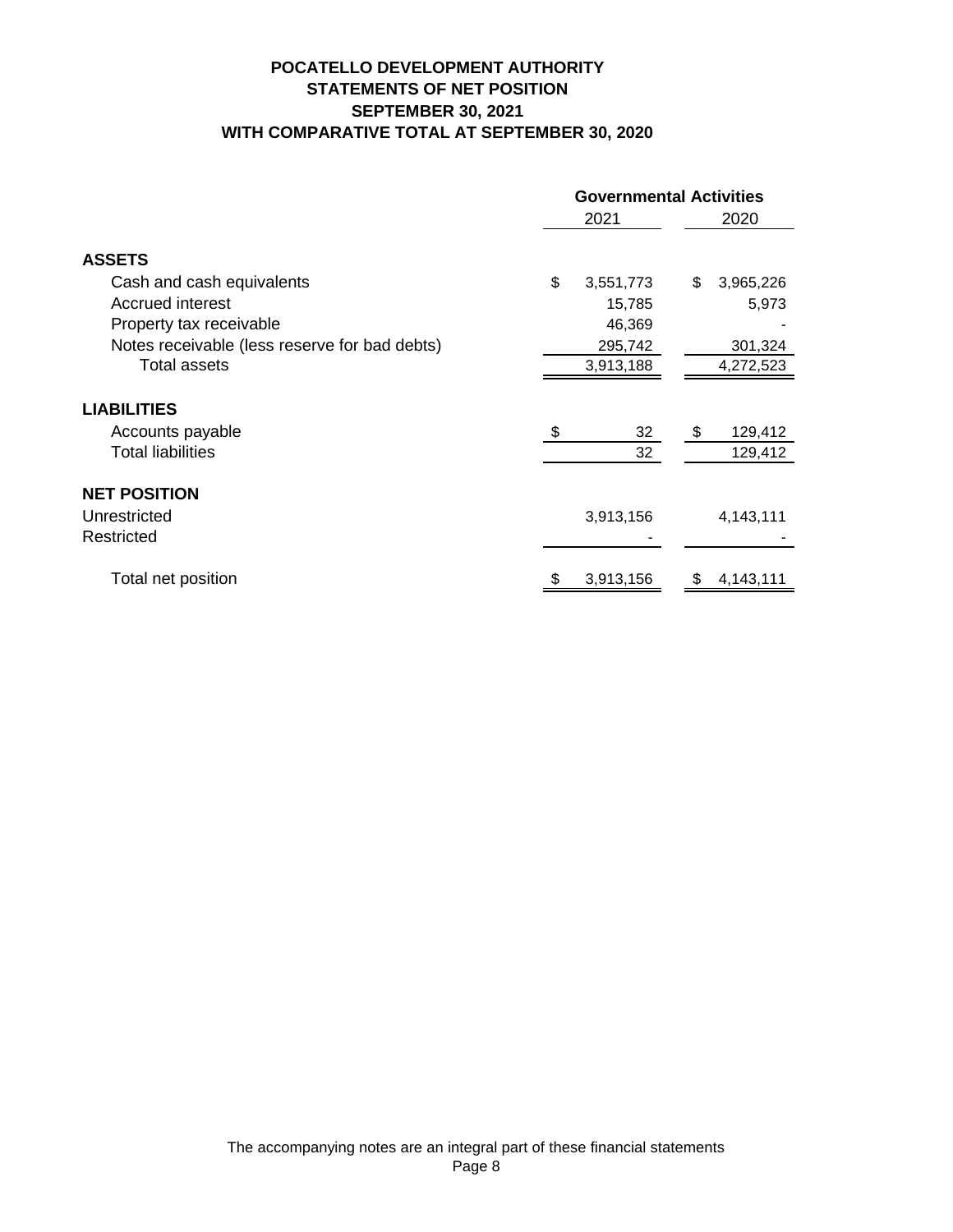# POCATELLO DEVELOPMENT AUTHORITY
## STATEMENTS OF NET POSITION
## SEPTEMBER 30, 2021
## WITH COMPARATIVE TOTAL AT SEPTEMBER 30, 2020

| | Governmental Activities | |
|---|---|---|
| | 2021 | 2020 |
| **ASSETS** | | |
| Cash and cash equivalents | $ 3,551,773 | $ 3,965,226 |
| Accrued interest | 15,785 | 5,973 |
| Property tax receivable | 46,369 | - |
| Notes receivable (less reserve for bad debts) | 295,742 | 301,324 |
| Total assets | 3,913,188 | 4,272,523 |
| **LIABILITIES** | | |
| Accounts payable | $ 32 | $ 129,412 |
| Total liabilities | 32 | 129,412 |
| **NET POSITION** | | |
| Unrestricted | 3,913,156 | 4,143,111 |
| Restricted | - | - |
| Total net position | $ 3,913,156 | $ 4,143,111 |

The accompanying notes are an integral part of these financial statements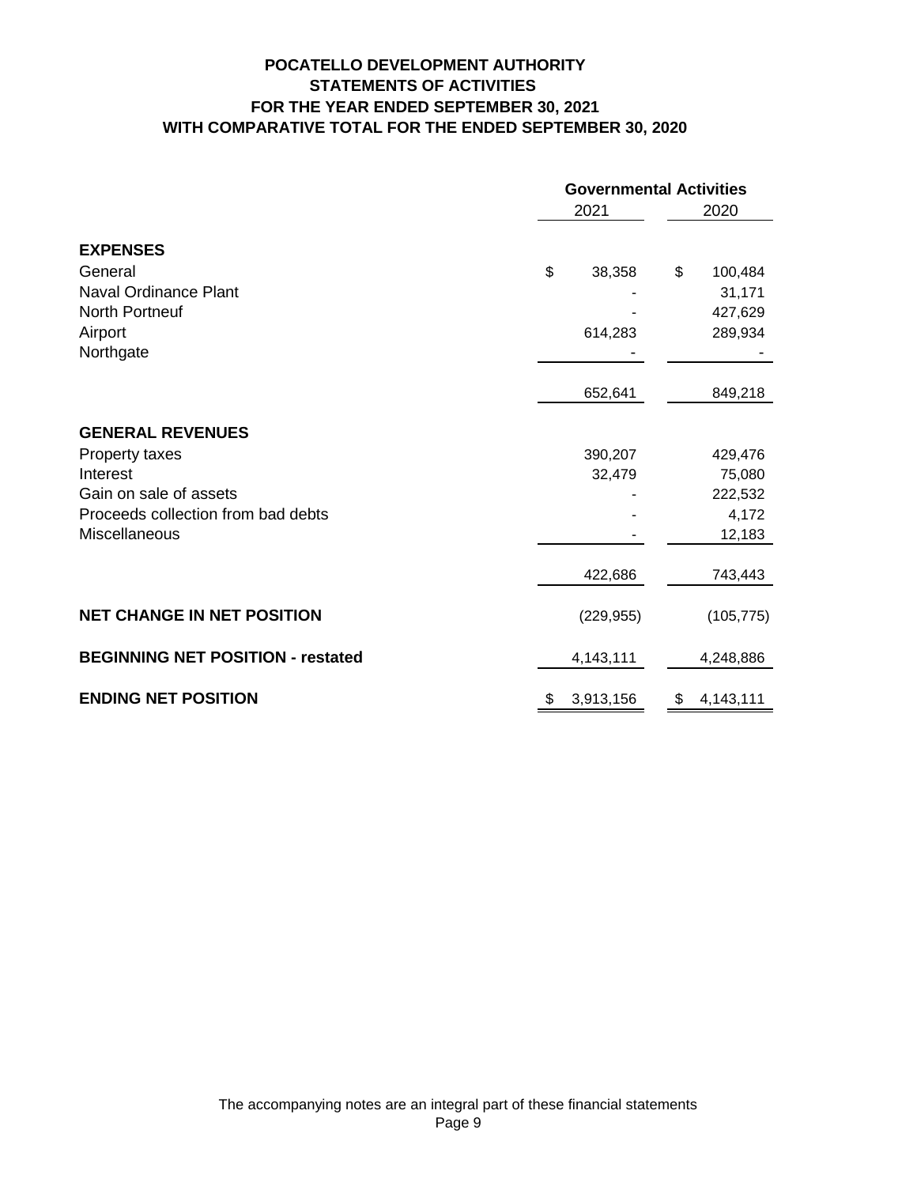# POCATELLO DEVELOPMENT AUTHORITY
## STATEMENTS OF ACTIVITIES
## FOR THE YEAR ENDED SEPTEMBER 30, 2021
## WITH COMPARATIVE TOTAL FOR THE ENDED SEPTEMBER 30, 2020

| | Governmental Activities | |
|---|---|---|
| | 2021 | 2020 |
| **EXPENSES** | | |
| General | $ 38,358 | $ 100,484 |
| Naval Ordinance Plant | - | 31,171 |
| North Portneuf | - | 427,629 |
| Airport | 614,283 | 289,934 |
| Northgate | - | - |
| | 652,641 | 849,218 |
| **GENERAL REVENUES** | | |
| Property taxes | 390,207 | 429,476 |
| Interest | 32,479 | 75,080 |
| Gain on sale of assets | - | 222,532 |
| Proceeds collection from bad debts | - | 4,172 |
| Miscellaneous | - | 12,183 |
| | 422,686 | 743,443 |
| **NET CHANGE IN NET POSITION** | (229,955) | (105,775) |
| **BEGINNING NET POSITION - restated** | 4,143,111 | 4,248,886 |
| **ENDING NET POSITION** | $ 3,913,156 | $ 4,143,111 |

The accompanying notes are an integral part of these financial statements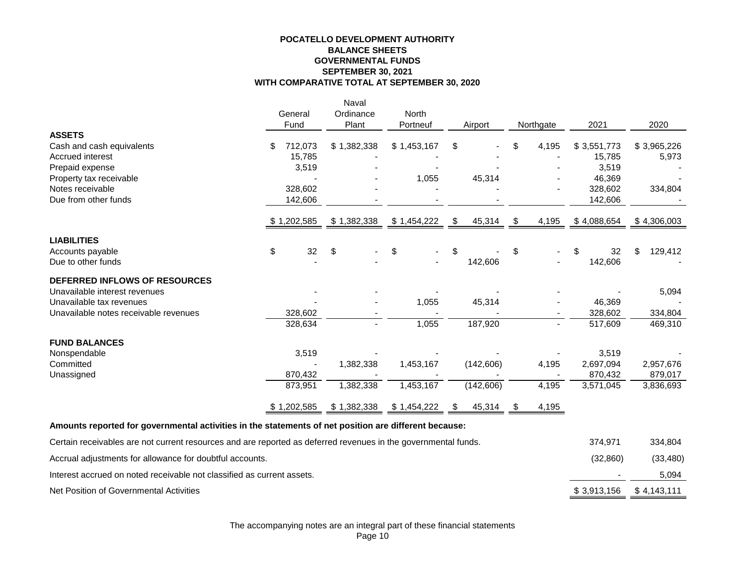**POCATELLO DEVELOPMENT AUTHORITY**
**BALANCE SHEETS**
**GOVERNMENTAL FUNDS**
**SEPTEMBER 30, 2021**
**WITH COMPARATIVE TOTAL AT SEPTEMBER 30, 2020**

| | General Fund | Naval Ordinance Plant | North Portneuf | Airport | Northgate | 2021 | 2020 |
|---|---|---|---|---|---|---|---|
| **ASSETS** | | | | | | | |
| Cash and cash equivalents | $ 712,073 | $ 1,382,338 | $ 1,453,167 | $ - | $ 4,195 | $ 3,551,773 | $ 3,965,226 |
| Accrued interest | 15,785 | - | - | - | - | 15,785 | 5,973 |
| Prepaid expense | 3,519 | - | - | - | - | 3,519 | - |
| Property tax receivable | - | - | 1,055 | 45,314 | - | 46,369 | - |
| Notes receivable | 328,602 | - | - | - | - | 328,602 | 334,804 |
| Due from other funds | 142,606 | - | - | - | | 142,606 | - |
| | $ 1,202,585 | $ 1,382,338 | $ 1,454,222 | $ 45,314 | $ 4,195 | $ 4,088,654 | $ 4,306,003 |
| **LIABILITIES** | | | | | | | |
| Accounts payable | $ 32 | $ - | $ - | $ - | $ - | $ 32 | $ 129,412 |
| Due to other funds | - | - | - | 142,606 | - | 142,606 | - |
| **DEFERRED INFLOWS OF RESOURCES** | | | | | | | |
| Unavailable interest revenues | - | - | - | - | - | - | 5,094 |
| Unavailable tax revenues | - | - | 1,055 | 45,314 | - | 46,369 | - |
| Unavailable notes receivable revenues | 328,602 | - | - | - | - | 328,602 | 334,804 |
| | 328,634 | - | 1,055 | 187,920 | - | 517,609 | 469,310 |
| **FUND BALANCES** | | | | | | | |
| Nonspendable | 3,519 | - | - | - | - | 3,519 | - |
| Committed | - | 1,382,338 | 1,453,167 | (142,606) | 4,195 | 2,697,094 | 2,957,676 |
| Unassigned | 870,432 | - | - | - | - | 870,432 | 879,017 |
| | 873,951 | 1,382,338 | 1,453,167 | (142,606) | 4,195 | 3,571,045 | 3,836,693 |
| | $ 1,202,585 | $ 1,382,338 | $ 1,454,222 | $ 45,314 | $ 4,195 | | |
| **Amounts reported for governmental activities in the statements of net position are different because:** | | | | | | | |
| Certain receivables are not current resources and are reported as deferred revenues in the governmental funds. | | | | | | 374,971 | 334,804 |
| Accrual adjustments for allowance for doubtful accounts. | | | | | | (32,860) | (33,480) |
| Interest accrued on noted receivable not classified as current assets. | | | | | | - | 5,094 |
| Net Position of Governmental Activities | | | | | | $ 3,913,156 | $ 4,143,111 |

The accompanying notes are an integral part of these financial statements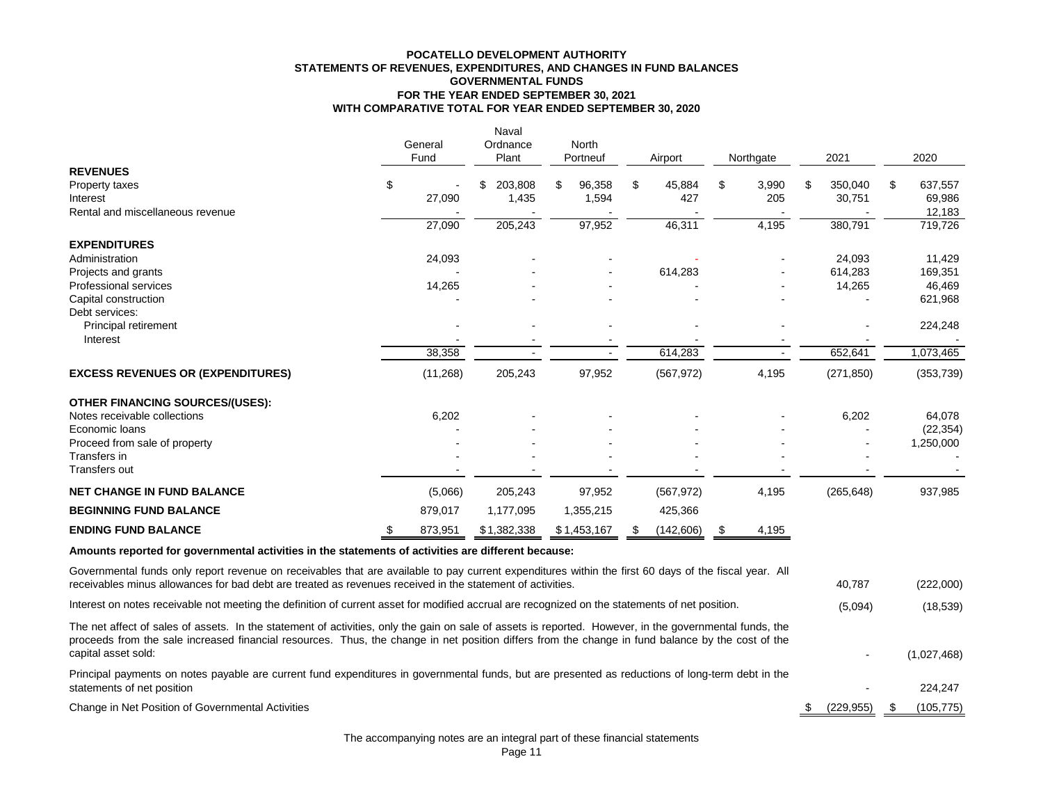# POCATELLO DEVELOPMENT AUTHORITY
## STATEMENTS OF REVENUES, EXPENDITURES, AND CHANGES IN FUND BALANCES
## GOVERNMENTAL FUNDS
## FOR THE YEAR ENDED SEPTEMBER 30, 2021
## WITH COMPARATIVE TOTAL FOR YEAR ENDED SEPTEMBER 30, 2020

| | General Fund | Naval Ordnance Plant | North Portneuf | Airport | Northgate | 2021 | 2020 |
|---|---|---|---|---|---|---|---|
| **REVENUES** | | | | | | | |
| Property taxes | $ - | $ 203,808 | $ 96,358 | $ 45,884 | $ 3,990 | $ 350,040 | $ 637,557 |
| Interest | 27,090 | 1,435 | 1,594 | 427 | 205 | 30,751 | 69,986 |
| Rental and miscellaneous revenue | - | - | - | - | - | - | 12,183 |
| | 27,090 | 205,243 | 97,952 | 46,311 | 4,195 | 380,791 | 719,726 |
| **EXPENDITURES** | | | | | | | |
| Administration | 24,093 | - | - | - | - | 24,093 | 11,429 |
| Projects and grants | - | - | - | 614,283 | - | 614,283 | 169,351 |
| Professional services | 14,265 | - | - | - | - | 14,265 | 46,469 |
| Capital construction | - | - | - | - | - | - | 621,968 |
| Debt services: | | | | | | | |
| Principal retirement | - | - | - | - | - | - | 224,248 |
| Interest | - | - | - | - | - | - | - |
| | 38,358 | - | - | 614,283 | - | 652,641 | 1,073,465 |
| **EXCESS REVENUES OR (EXPENDITURES)** | (11,268) | 205,243 | 97,952 | (567,972) | 4,195 | (271,850) | (353,739) |
| **OTHER FINANCING SOURCES/(USES):** | | | | | | | |
| Notes receivable collections | 6,202 | - | - | - | - | 6,202 | 64,078 |
| Economic loans | - | - | - | - | - | - | (22,354) |
| Proceed from sale of property | - | - | - | - | - | - | 1,250,000 |
| Transfers in | - | - | - | - | - | - | - |
| Transfers out | - | - | - | - | - | - | - |
| **NET CHANGE IN FUND BALANCE** | (5,066) | 205,243 | 97,952 | (567,972) | 4,195 | (265,648) | 937,985 |
| **BEGINNING FUND BALANCE** | 879,017 | 1,177,095 | 1,355,215 | 425,366 | | | |
| **ENDING FUND BALANCE** | $ 873,951 | $ 1,382,338 | $ 1,453,167 | $ (142,606) | $ 4,195 | | |

**Amounts reported for governmental activities in the statements of activities are different because:**

| | 2021 | 2020 |
|---|---|---|
| Governmental funds only report revenue on receivables that are available to pay current expenditures within the first 60 days of the fiscal year. All receivables minus allowances for bad debt are treated as revenues received in the statement of activities. | 40,787 | (222,000) |
| Interest on notes receivable not meeting the definition of current asset for modified accrual are recognized on the statements of net position. | (5,094) | (18,539) |
| The net affect of sales of assets. In the statement of activities, only the gain on sale of assets is reported. However, in the governmental funds, the proceeds from the sale increased financial resources. Thus, the change in net position differs from the change in fund balance by the cost of the capital asset sold: | - | (1,027,468) |
| Principal payments on notes payable are current fund expenditures in governmental funds, but are presented as reductions of long-term debt in the statements of net position | - | 224,247 |
| Change in Net Position of Governmental Activities | $ (229,955) | $ (105,775) |

The accompanying notes are an integral part of these financial statements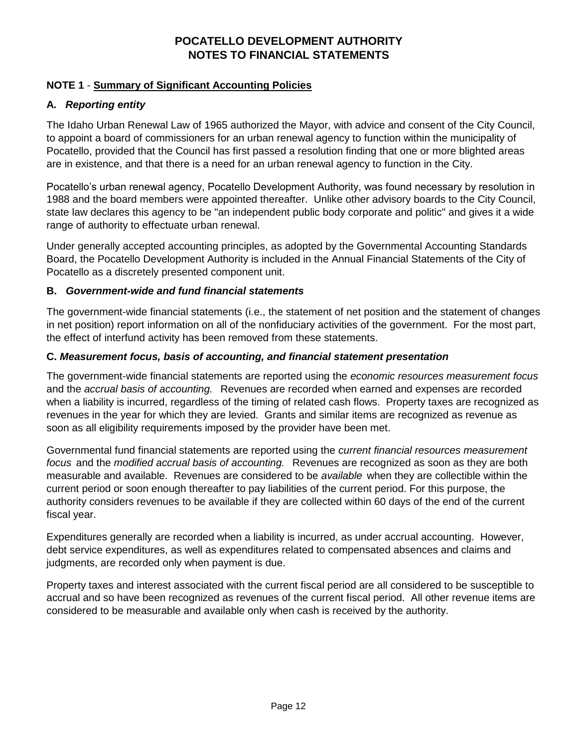# POCATELLO DEVELOPMENT AUTHORITY
# NOTES TO FINANCIAL STATEMENTS

## NOTE 1 - Summary of Significant Accounting Policies

### A. *Reporting entity*

The Idaho Urban Renewal Law of 1965 authorized the Mayor, with advice and consent of the City Council, to appoint a board of commissioners for an urban renewal agency to function within the municipality of Pocatello, provided that the Council has first passed a resolution finding that one or more blighted areas are in existence, and that there is a need for an urban renewal agency to function in the City.

Pocatello's urban renewal agency, Pocatello Development Authority, was found necessary by resolution in 1988 and the board members were appointed thereafter. Unlike other advisory boards to the City Council, state law declares this agency to be "an independent public body corporate and politic" and gives it a wide range of authority to effectuate urban renewal.

Under generally accepted accounting principles, as adopted by the Governmental Accounting Standards Board, the Pocatello Development Authority is included in the Annual Financial Statements of the City of Pocatello as a discretely presented component unit.

### B. *Government-wide and fund financial statements*

The government-wide financial statements (i.e., the statement of net position and the statement of changes in net position) report information on all of the nonfiduciary activities of the government. For the most part, the effect of interfund activity has been removed from these statements.

### C. *Measurement focus, basis of accounting, and financial statement presentation*

The government-wide financial statements are reported using the *economic resources measurement focus* and the *accrual basis of accounting.* Revenues are recorded when earned and expenses are recorded when a liability is incurred, regardless of the timing of related cash flows. Property taxes are recognized as revenues in the year for which they are levied. Grants and similar items are recognized as revenue as soon as all eligibility requirements imposed by the provider have been met.

Governmental fund financial statements are reported using the *current financial resources measurement focus* and the *modified accrual basis of accounting.* Revenues are recognized as soon as they are both measurable and available. Revenues are considered to be *available* when they are collectible within the current period or soon enough thereafter to pay liabilities of the current period. For this purpose, the authority considers revenues to be available if they are collected within 60 days of the end of the current fiscal year.

Expenditures generally are recorded when a liability is incurred, as under accrual accounting. However, debt service expenditures, as well as expenditures related to compensated absences and claims and judgments, are recorded only when payment is due.

Property taxes and interest associated with the current fiscal period are all considered to be susceptible to accrual and so have been recognized as revenues of the current fiscal period. All other revenue items are considered to be measurable and available only when cash is received by the authority.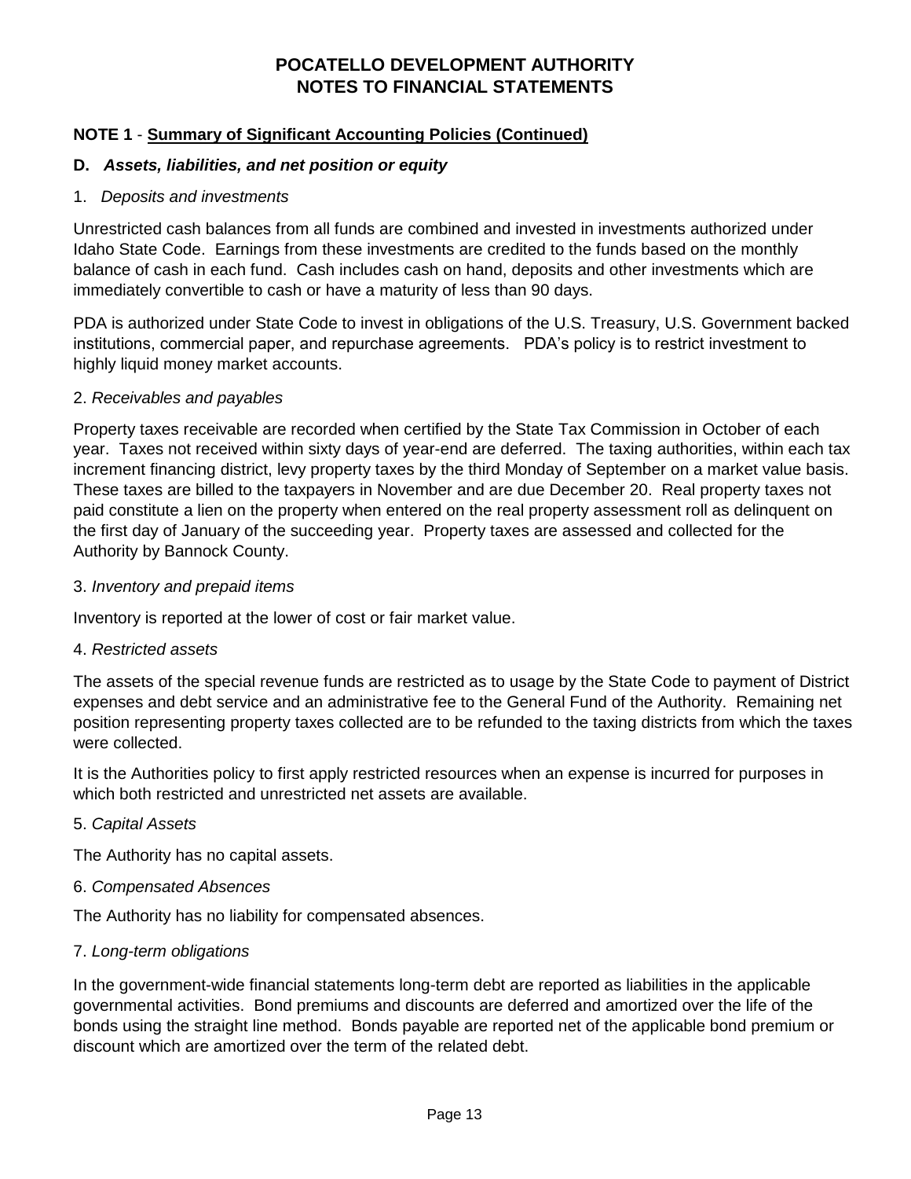# POCATELLO DEVELOPMENT AUTHORITY
# NOTES TO FINANCIAL STATEMENTS

**NOTE 1** - **Summary of Significant Accounting Policies (Continued)**

**D.** ***Assets, liabilities, and net position or equity***

1. *Deposits and investments*

Unrestricted cash balances from all funds are combined and invested in investments authorized under Idaho State Code. Earnings from these investments are credited to the funds based on the monthly balance of cash in each fund. Cash includes cash on hand, deposits and other investments which are immediately convertible to cash or have a maturity of less than 90 days.

PDA is authorized under State Code to invest in obligations of the U.S. Treasury, U.S. Government backed institutions, commercial paper, and repurchase agreements. PDA's policy is to restrict investment to highly liquid money market accounts.

2. *Receivables and payables*

Property taxes receivable are recorded when certified by the State Tax Commission in October of each year. Taxes not received within sixty days of year-end are deferred. The taxing authorities, within each tax increment financing district, levy property taxes by the third Monday of September on a market value basis. These taxes are billed to the taxpayers in November and are due December 20. Real property taxes not paid constitute a lien on the property when entered on the real property assessment roll as delinquent on the first day of January of the succeeding year. Property taxes are assessed and collected for the Authority by Bannock County.

3. *Inventory and prepaid items*

Inventory is reported at the lower of cost or fair market value.

4. *Restricted assets*

The assets of the special revenue funds are restricted as to usage by the State Code to payment of District expenses and debt service and an administrative fee to the General Fund of the Authority. Remaining net position representing property taxes collected are to be refunded to the taxing districts from which the taxes were collected.

It is the Authorities policy to first apply restricted resources when an expense is incurred for purposes in which both restricted and unrestricted net assets are available.

5. *Capital Assets*

The Authority has no capital assets.

6. *Compensated Absences*

The Authority has no liability for compensated absences.

7. *Long-term obligations*

In the government-wide financial statements long-term debt are reported as liabilities in the applicable governmental activities. Bond premiums and discounts are deferred and amortized over the life of the bonds using the straight line method. Bonds payable are reported net of the applicable bond premium or discount which are amortized over the term of the related debt.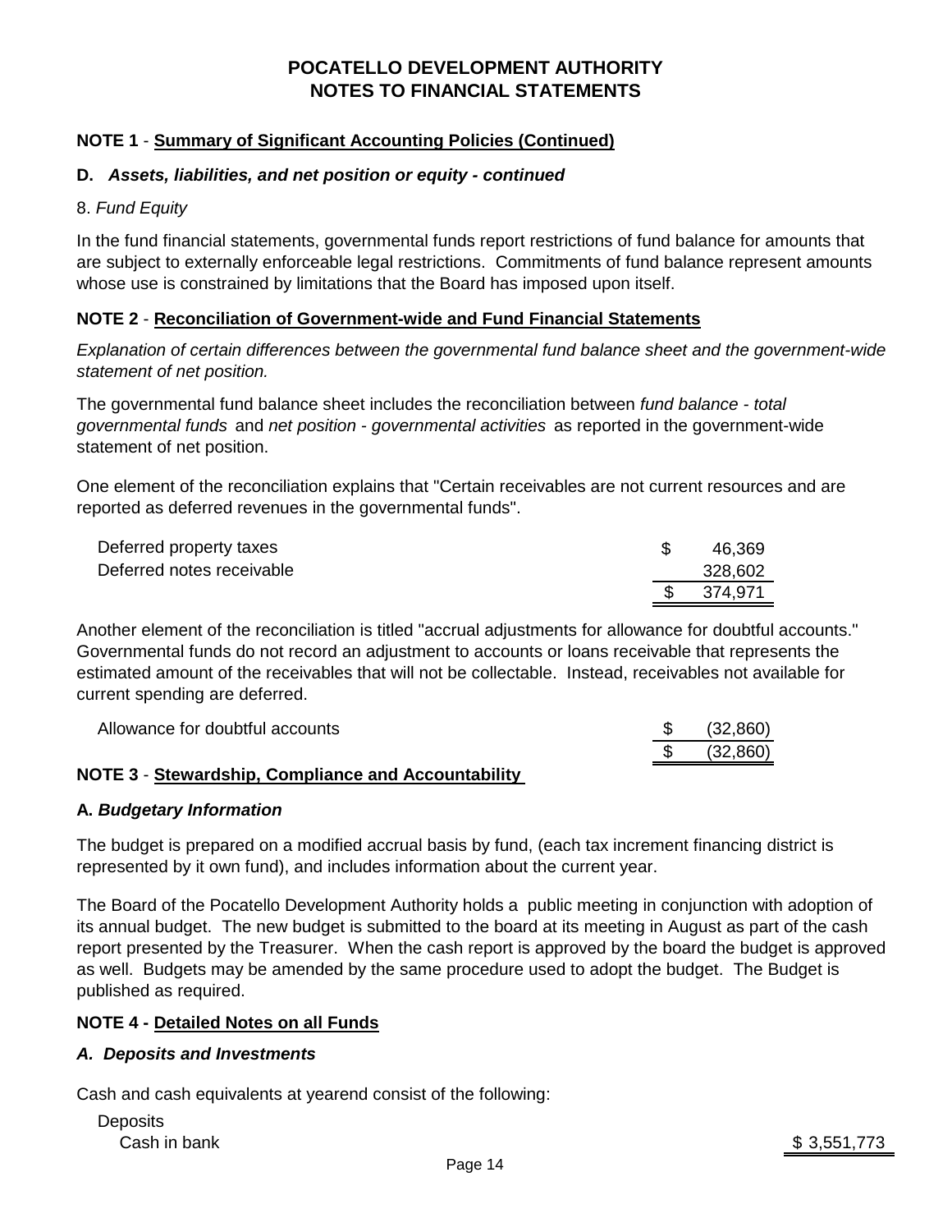# POCATELLO DEVELOPMENT AUTHORITY
# NOTES TO FINANCIAL STATEMENTS

**NOTE 1** - **Summary of Significant Accounting Policies (Continued)**

**D.** ***Assets, liabilities, and net position or equity - continued***

8. *Fund Equity*

In the fund financial statements, governmental funds report restrictions of fund balance for amounts that are subject to externally enforceable legal restrictions. Commitments of fund balance represent amounts whose use is constrained by limitations that the Board has imposed upon itself.

**NOTE 2** - **Reconciliation of Government-wide and Fund Financial Statements**

*Explanation of certain differences between the governmental fund balance sheet and the government-wide statement of net position.*

The governmental fund balance sheet includes the reconciliation between *fund balance - total governmental funds* and *net position - governmental activities* as reported in the government-wide statement of net position.

One element of the reconciliation explains that "Certain receivables are not current resources and are reported as deferred revenues in the governmental funds".

| | |
|---|---|
| Deferred property taxes | $ 46,369 |
| Deferred notes receivable | 328,602 |
| | $ 374,971 |

Another element of the reconciliation is titled "accrual adjustments for allowance for doubtful accounts." Governmental funds do not record an adjustment to accounts or loans receivable that represents the estimated amount of the receivables that will not be collectable. Instead, receivables not available for current spending are deferred.

| | |
|---|---|
| Allowance for doubtful accounts | $ (32,860) |
| | $ (32,860) |

**NOTE 3** - **Stewardship, Compliance and Accountability**

**A.** ***Budgetary Information***

The budget is prepared on a modified accrual basis by fund, (each tax increment financing district is represented by it own fund), and includes information about the current year.

The Board of the Pocatello Development Authority holds a public meeting in conjunction with adoption of its annual budget. The new budget is submitted to the board at its meeting in August as part of the cash report presented by the Treasurer. When the cash report is approved by the board the budget is approved as well. Budgets may be amended by the same procedure used to adopt the budget. The Budget is published as required.

**NOTE 4 - Detailed Notes on all Funds**

***A. Deposits and Investments***

Cash and cash equivalents at yearend consist of the following:

| | |
|---|---|
| Deposits | |
| Cash in bank | $ 3,551,773 |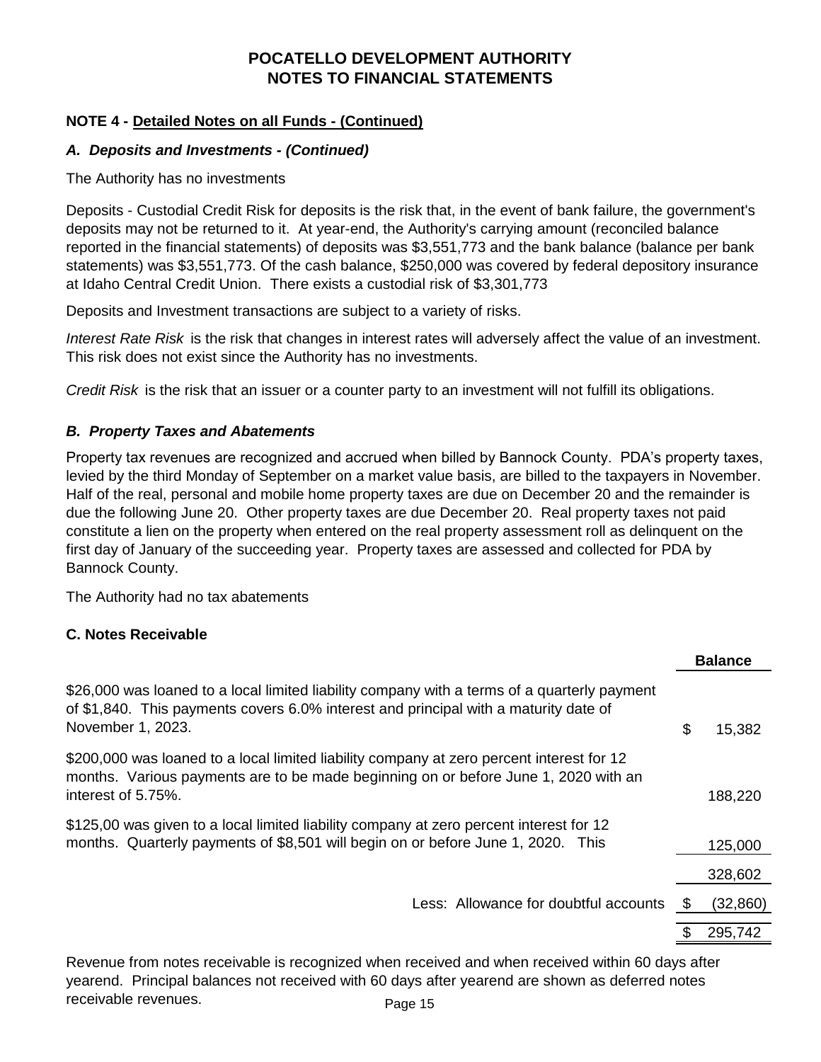# POCATELLO DEVELOPMENT AUTHORITY
# NOTES TO FINANCIAL STATEMENTS

## NOTE 4 - Detailed Notes on all Funds - (Continued)

### *A. Deposits and Investments - (Continued)*

The Authority has no investments

Deposits - Custodial Credit Risk for deposits is the risk that, in the event of bank failure, the government's deposits may not be returned to it. At year-end, the Authority's carrying amount (reconciled balance reported in the financial statements) of deposits was $3,551,773 and the bank balance (balance per bank statements) was $3,551,773. Of the cash balance, $250,000 was covered by federal depository insurance at Idaho Central Credit Union. There exists a custodial risk of $3,301,773

Deposits and Investment transactions are subject to a variety of risks.

*Interest Rate Risk* is the risk that changes in interest rates will adversely affect the value of an investment. This risk does not exist since the Authority has no investments.

*Credit Risk* is the risk that an issuer or a counter party to an investment will not fulfill its obligations.

### *B. Property Taxes and Abatements*

Property tax revenues are recognized and accrued when billed by Bannock County. PDA's property taxes, levied by the third Monday of September on a market value basis, are billed to the taxpayers in November. Half of the real, personal and mobile home property taxes are due on December 20 and the remainder is due the following June 20. Other property taxes are due December 20. Real property taxes not paid constitute a lien on the property when entered on the real property assessment roll as delinquent on the first day of January of the succeeding year. Property taxes are assessed and collected for PDA by Bannock County.

The Authority had no tax abatements

### C. Notes Receivable

| | Balance |
|---|---|
| $26,000 was loaned to a local limited liability company with a terms of a quarterly payment of $1,840. This payments covers 6.0% interest and principal with a maturity date of November 1, 2023. | $ 15,382 |
| $200,000 was loaned to a local limited liability company at zero percent interest for 12 months. Various payments are to be made beginning on or before June 1, 2020 with an interest of 5.75%. | 188,220 |
| $125,00 was given to a local limited liability company at zero percent interest for 12 months. Quarterly payments of $8,501 will begin on or before June 1, 2020. This | 125,000 |
| | 328,602 |
| Less: Allowance for doubtful accounts | $ (32,860) |
| | $ 295,742 |

Revenue from notes receivable is recognized when received and when received within 60 days after yearend. Principal balances not received with 60 days after yearend are shown as deferred notes receivable revenues.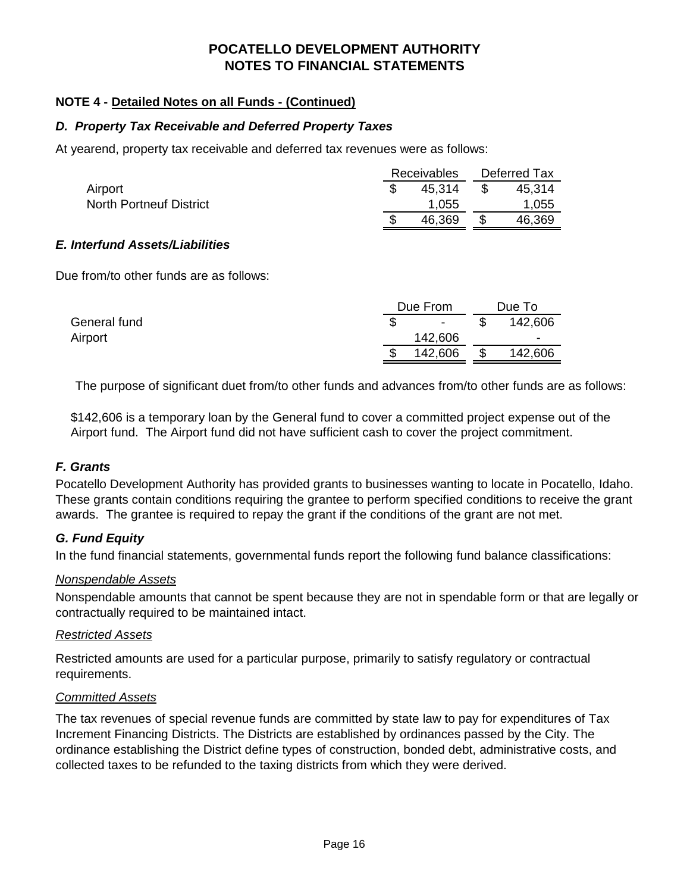# POCATELLO DEVELOPMENT AUTHORITY
# NOTES TO FINANCIAL STATEMENTS

**NOTE 4 - Detailed Notes on all Funds - (Continued)**

***D. Property Tax Receivable and Deferred Property Taxes***

At yearend, property tax receivable and deferred tax revenues were as follows:

| | Receivables | Deferred Tax |
|---|---|---|
| Airport | $ 45,314 | $ 45,314 |
| North Portneuf District | 1,055 | 1,055 |
| | $ 46,369 | $ 46,369 |

***E. Interfund Assets/Liabilities***

Due from/to other funds are as follows:

| | Due From | Due To |
|---|---|---|
| General fund | $ - | $ 142,606 |
| Airport | 142,606 | - |
| | $ 142,606 | $ 142,606 |

The purpose of significant duet from/to other funds and advances from/to other funds are as follows:

$142,606 is a temporary loan by the General fund to cover a committed project expense out of the Airport fund. The Airport fund did not have sufficient cash to cover the project commitment.

***F. Grants***

Pocatello Development Authority has provided grants to businesses wanting to locate in Pocatello, Idaho. These grants contain conditions requiring the grantee to perform specified conditions to receive the grant awards. The grantee is required to repay the grant if the conditions of the grant are not met.

***G. Fund Equity***

In the fund financial statements, governmental funds report the following fund balance classifications:

*Nonspendable Assets*

Nonspendable amounts that cannot be spent because they are not in spendable form or that are legally or contractually required to be maintained intact.

*Restricted Assets*

Restricted amounts are used for a particular purpose, primarily to satisfy regulatory or contractual requirements.

*Committed Assets*

The tax revenues of special revenue funds are committed by state law to pay for expenditures of Tax Increment Financing Districts. The Districts are established by ordinances passed by the City. The ordinance establishing the District define types of construction, bonded debt, administrative costs, and collected taxes to be refunded to the taxing districts from which they were derived.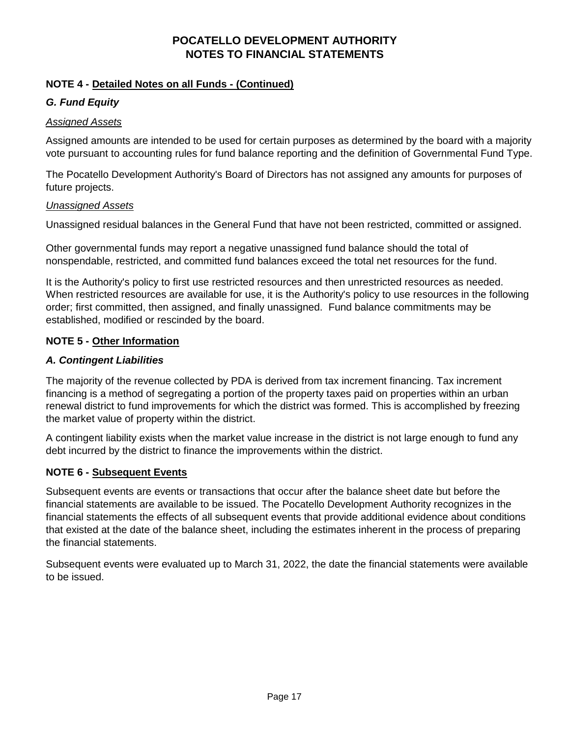# POCATELLO DEVELOPMENT AUTHORITY
# NOTES TO FINANCIAL STATEMENTS

## NOTE 4 - Detailed Notes on all Funds - (Continued)

### *G. Fund Equity*

*Assigned Assets*

Assigned amounts are intended to be used for certain purposes as determined by the board with a majority vote pursuant to accounting rules for fund balance reporting and the definition of Governmental Fund Type.

The Pocatello Development Authority's Board of Directors has not assigned any amounts for purposes of future projects.

*Unassigned Assets*

Unassigned residual balances in the General Fund that have not been restricted, committed or assigned.

Other governmental funds may report a negative unassigned fund balance should the total of nonspendable, restricted, and committed fund balances exceed the total net resources for the fund.

It is the Authority's policy to first use restricted resources and then unrestricted resources as needed. When restricted resources are available for use, it is the Authority's policy to use resources in the following order; first committed, then assigned, and finally unassigned. Fund balance commitments may be established, modified or rescinded by the board.

## NOTE 5 - Other Information

### *A. Contingent Liabilities*

The majority of the revenue collected by PDA is derived from tax increment financing. Tax increment financing is a method of segregating a portion of the property taxes paid on properties within an urban renewal district to fund improvements for which the district was formed. This is accomplished by freezing the market value of property within the district.

A contingent liability exists when the market value increase in the district is not large enough to fund any debt incurred by the district to finance the improvements within the district.

## NOTE 6 - Subsequent Events

Subsequent events are events or transactions that occur after the balance sheet date but before the financial statements are available to be issued. The Pocatello Development Authority recognizes in the financial statements the effects of all subsequent events that provide additional evidence about conditions that existed at the date of the balance sheet, including the estimates inherent in the process of preparing the financial statements.

Subsequent events were evaluated up to March 31, 2022, the date the financial statements were available to be issued.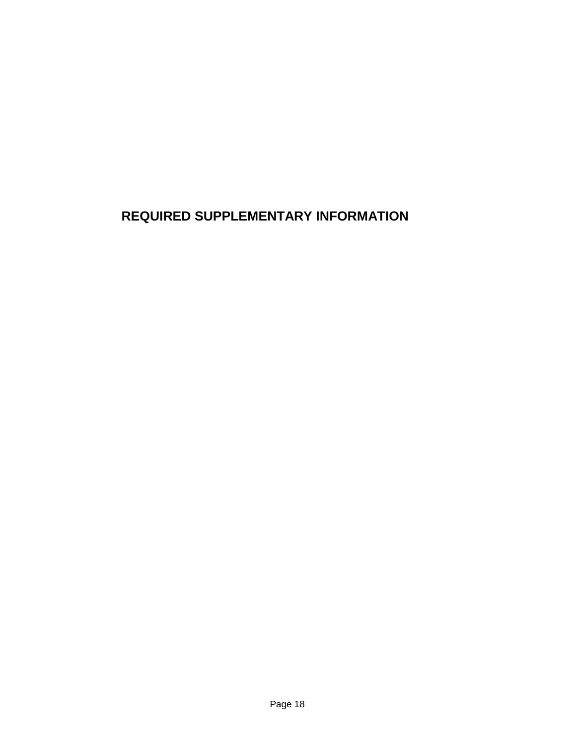# REQUIRED SUPPLEMENTARY INFORMATION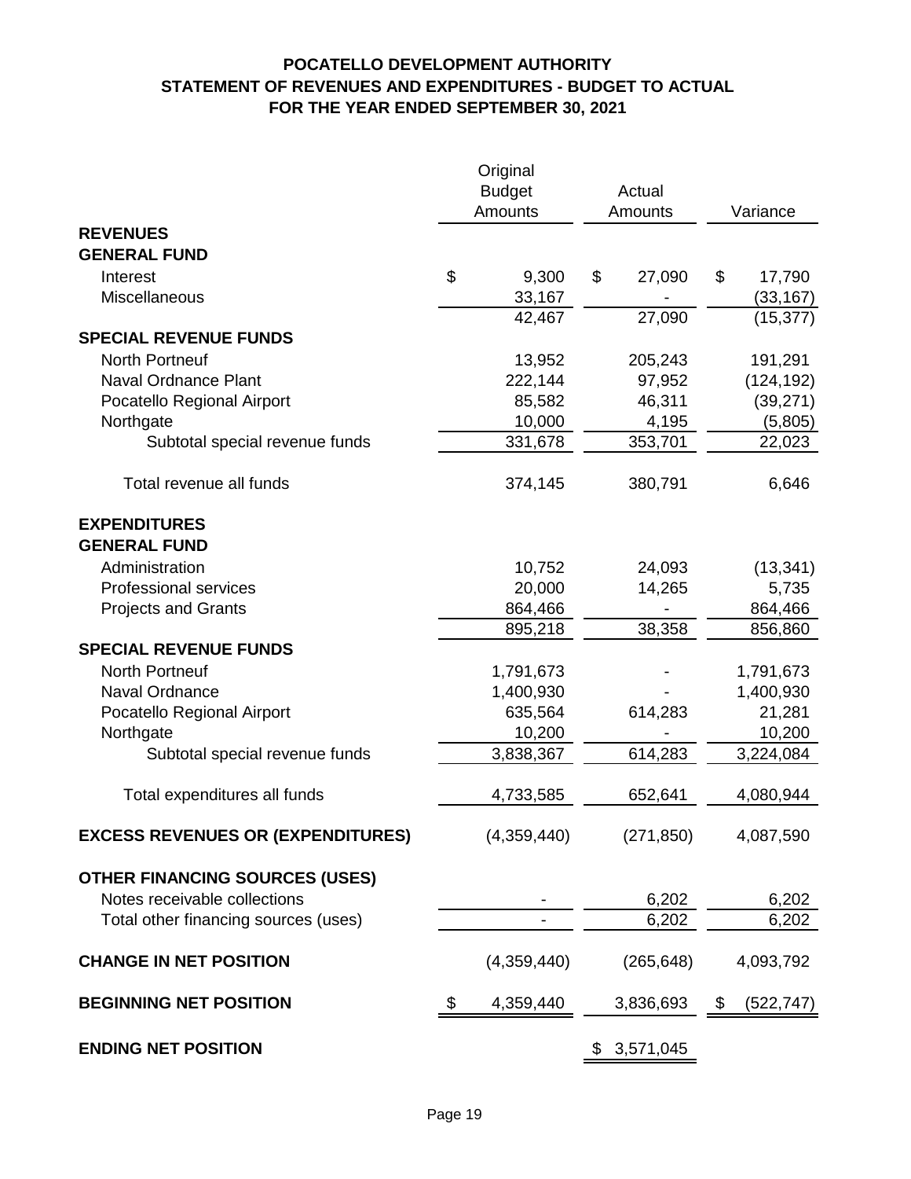# POCATELLO DEVELOPMENT AUTHORITY
## STATEMENT OF REVENUES AND EXPENDITURES - BUDGET TO ACTUAL
### FOR THE YEAR ENDED SEPTEMBER 30, 2021

| | Original Budget Amounts | Actual Amounts | Variance |
|---|---|---|---|
| **REVENUES** | | | |
| **GENERAL FUND** | | | |
| Interest | $ 9,300 | $ 27,090 | $ 17,790 |
| Miscellaneous | 33,167 | - | (33,167) |
| | 42,467 | 27,090 | (15,377) |
| **SPECIAL REVENUE FUNDS** | | | |
| North Portneuf | 13,952 | 205,243 | 191,291 |
| Naval Ordnance Plant | 222,144 | 97,952 | (124,192) |
| Pocatello Regional Airport | 85,582 | 46,311 | (39,271) |
| Northgate | 10,000 | 4,195 | (5,805) |
| Subtotal special revenue funds | 331,678 | 353,701 | 22,023 |
| Total revenue all funds | 374,145 | 380,791 | 6,646 |
| **EXPENDITURES** | | | |
| **GENERAL FUND** | | | |
| Administration | 10,752 | 24,093 | (13,341) |
| Professional services | 20,000 | 14,265 | 5,735 |
| Projects and Grants | 864,466 | - | 864,466 |
| | 895,218 | 38,358 | 856,860 |
| **SPECIAL REVENUE FUNDS** | | | |
| North Portneuf | 1,791,673 | - | 1,791,673 |
| Naval Ordnance | 1,400,930 | - | 1,400,930 |
| Pocatello Regional Airport | 635,564 | 614,283 | 21,281 |
| Northgate | 10,200 | - | 10,200 |
| Subtotal special revenue funds | 3,838,367 | 614,283 | 3,224,084 |
| Total expenditures all funds | 4,733,585 | 652,641 | 4,080,944 |
| **EXCESS REVENUES OR (EXPENDITURES)** | (4,359,440) | (271,850) | 4,087,590 |
| **OTHER FINANCING SOURCES (USES)** | | | |
| Notes receivable collections | - | 6,202 | 6,202 |
| Total other financing sources (uses) | - | 6,202 | 6,202 |
| **CHANGE IN NET POSITION** | (4,359,440) | (265,648) | 4,093,792 |
| **BEGINNING NET POSITION** | $ 4,359,440 | 3,836,693 | $ (522,747) |
| **ENDING NET POSITION** | | $ 3,571,045 | |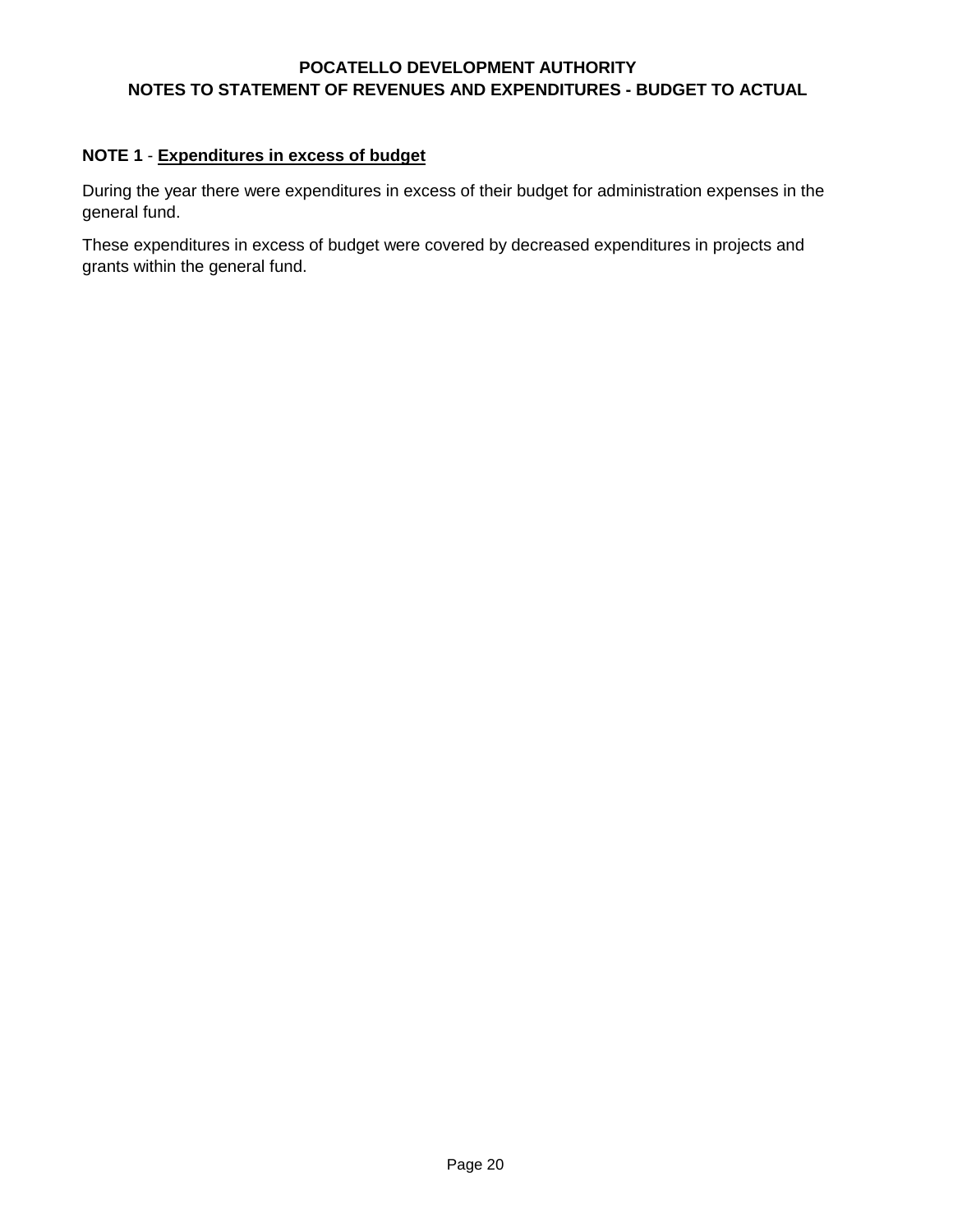# POCATELLO DEVELOPMENT AUTHORITY
## NOTES TO STATEMENT OF REVENUES AND EXPENDITURES - BUDGET TO ACTUAL

**NOTE 1** - **Expenditures in excess of budget**

During the year there were expenditures in excess of their budget for administration expenses in the general fund.

These expenditures in excess of budget were covered by decreased expenditures in projects and grants within the general fund.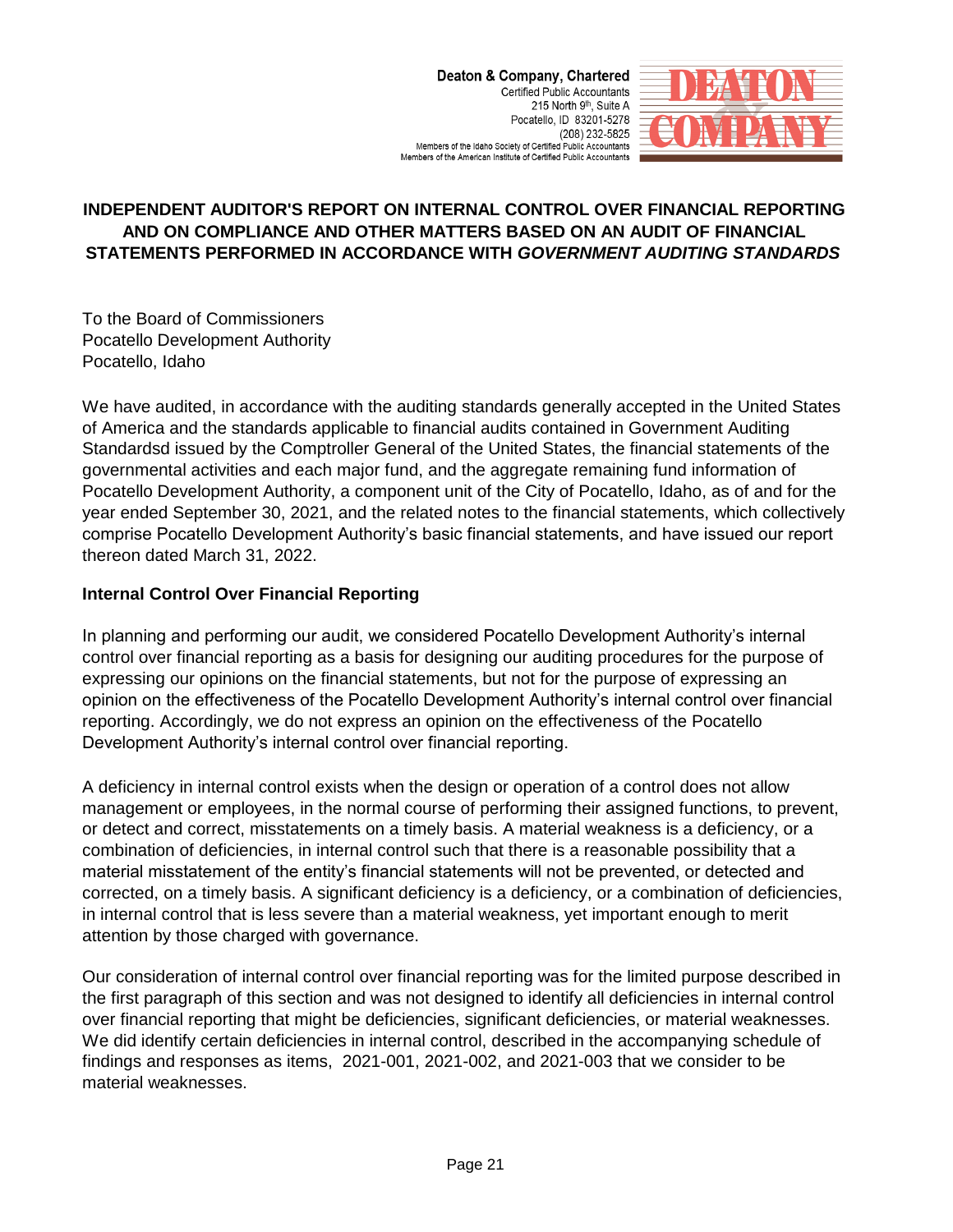Deaton & Company, Chartered
Certified Public Accountants
215 North 9th, Suite A
Pocatello, ID 83201-5278
(208) 232-5825
Members of the Idaho Society of Certified Public Accountants
Members of the American Institute of Certified Public Accountants

**INDEPENDENT AUDITOR'S REPORT ON INTERNAL CONTROL OVER FINANCIAL REPORTING AND ON COMPLIANCE AND OTHER MATTERS BASED ON AN AUDIT OF FINANCIAL STATEMENTS PERFORMED IN ACCORDANCE WITH *GOVERNMENT AUDITING STANDARDS***

To the Board of Commissioners
Pocatello Development Authority
Pocatello, Idaho

We have audited, in accordance with the auditing standards generally accepted in the United States of America and the standards applicable to financial audits contained in Government Auditing Standardsd issued by the Comptroller General of the United States, the financial statements of the governmental activities and each major fund, and the aggregate remaining fund information of Pocatello Development Authority, a component unit of the City of Pocatello, Idaho, as of and for the year ended September 30, 2021, and the related notes to the financial statements, which collectively comprise Pocatello Development Authority's basic financial statements, and have issued our report thereon dated March 31, 2022.

**Internal Control Over Financial Reporting**

In planning and performing our audit, we considered Pocatello Development Authority's internal control over financial reporting as a basis for designing our auditing procedures for the purpose of expressing our opinions on the financial statements, but not for the purpose of expressing an opinion on the effectiveness of the Pocatello Development Authority's internal control over financial reporting. Accordingly, we do not express an opinion on the effectiveness of the Pocatello Development Authority's internal control over financial reporting.

A deficiency in internal control exists when the design or operation of a control does not allow management or employees, in the normal course of performing their assigned functions, to prevent, or detect and correct, misstatements on a timely basis. A material weakness is a deficiency, or a combination of deficiencies, in internal control such that there is a reasonable possibility that a material misstatement of the entity's financial statements will not be prevented, or detected and corrected, on a timely basis. A significant deficiency is a deficiency, or a combination of deficiencies, in internal control that is less severe than a material weakness, yet important enough to merit attention by those charged with governance.

Our consideration of internal control over financial reporting was for the limited purpose described in the first paragraph of this section and was not designed to identify all deficiencies in internal control over financial reporting that might be deficiencies, significant deficiencies, or material weaknesses. We did identify certain deficiencies in internal control, described in the accompanying schedule of findings and responses as items, 2021-001, 2021-002, and 2021-003 that we consider to be material weaknesses.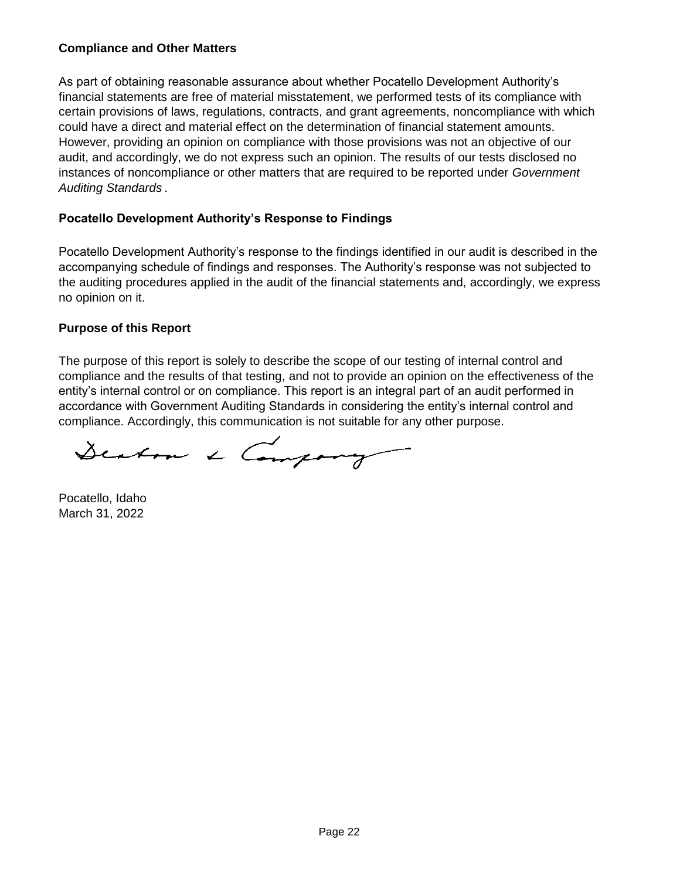**Compliance and Other Matters**

As part of obtaining reasonable assurance about whether Pocatello Development Authority's financial statements are free of material misstatement, we performed tests of its compliance with certain provisions of laws, regulations, contracts, and grant agreements, noncompliance with which could have a direct and material effect on the determination of financial statement amounts. However, providing an opinion on compliance with those provisions was not an objective of our audit, and accordingly, we do not express such an opinion. The results of our tests disclosed no instances of noncompliance or other matters that are required to be reported under *Government Auditing Standards* .

**Pocatello Development Authority's Response to Findings**

Pocatello Development Authority's response to the findings identified in our audit is described in the accompanying schedule of findings and responses. The Authority's response was not subjected to the auditing procedures applied in the audit of the financial statements and, accordingly, we express no opinion on it.

**Purpose of this Report**

The purpose of this report is solely to describe the scope of our testing of internal control and compliance and the results of that testing, and not to provide an opinion on the effectiveness of the entity's internal control or on compliance. This report is an integral part of an audit performed in accordance with Government Auditing Standards in considering the entity's internal control and compliance. Accordingly, this communication is not suitable for any other purpose.

Deaton & Company

Pocatello, Idaho
March 31, 2022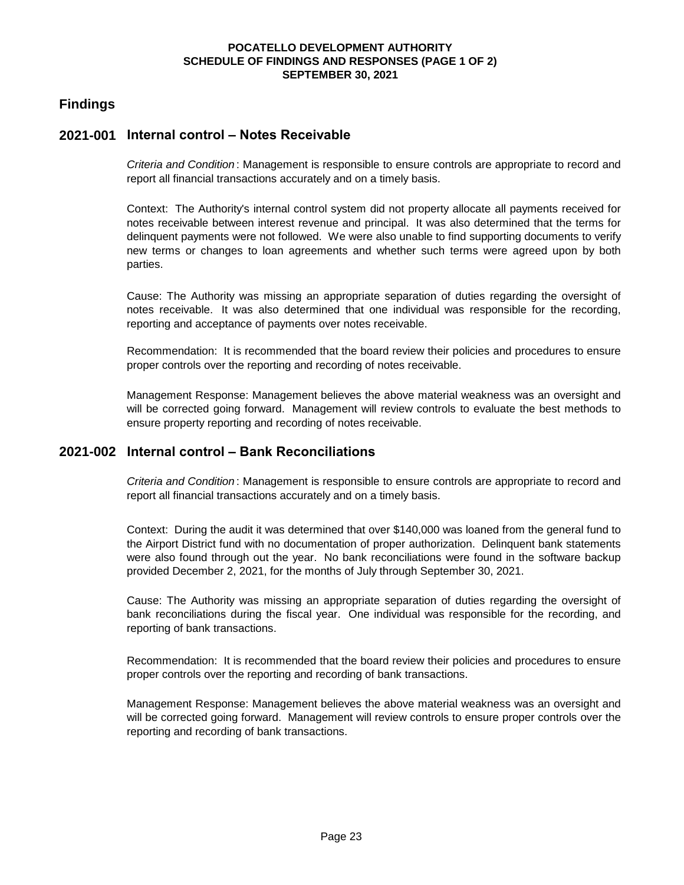**POCATELLO DEVELOPMENT AUTHORITY**
**SCHEDULE OF FINDINGS AND RESPONSES (PAGE 1 OF 2)**
**SEPTEMBER 30, 2021**

## Findings

### 2021-001 Internal control – Notes Receivable

*Criteria and Condition*: Management is responsible to ensure controls are appropriate to record and report all financial transactions accurately and on a timely basis.

Context: The Authority's internal control system did not property allocate all payments received for notes receivable between interest revenue and principal. It was also determined that the terms for delinquent payments were not followed. We were also unable to find supporting documents to verify new terms or changes to loan agreements and whether such terms were agreed upon by both parties.

Cause: The Authority was missing an appropriate separation of duties regarding the oversight of notes receivable. It was also determined that one individual was responsible for the recording, reporting and acceptance of payments over notes receivable.

Recommendation: It is recommended that the board review their policies and procedures to ensure proper controls over the reporting and recording of notes receivable.

Management Response: Management believes the above material weakness was an oversight and will be corrected going forward. Management will review controls to evaluate the best methods to ensure property reporting and recording of notes receivable.

### 2021-002 Internal control – Bank Reconciliations

*Criteria and Condition*: Management is responsible to ensure controls are appropriate to record and report all financial transactions accurately and on a timely basis.

Context: During the audit it was determined that over $140,000 was loaned from the general fund to the Airport District fund with no documentation of proper authorization. Delinquent bank statements were also found through out the year. No bank reconciliations were found in the software backup provided December 2, 2021, for the months of July through September 30, 2021.

Cause: The Authority was missing an appropriate separation of duties regarding the oversight of bank reconciliations during the fiscal year. One individual was responsible for the recording, and reporting of bank transactions.

Recommendation: It is recommended that the board review their policies and procedures to ensure proper controls over the reporting and recording of bank transactions.

Management Response: Management believes the above material weakness was an oversight and will be corrected going forward. Management will review controls to ensure proper controls over the reporting and recording of bank transactions.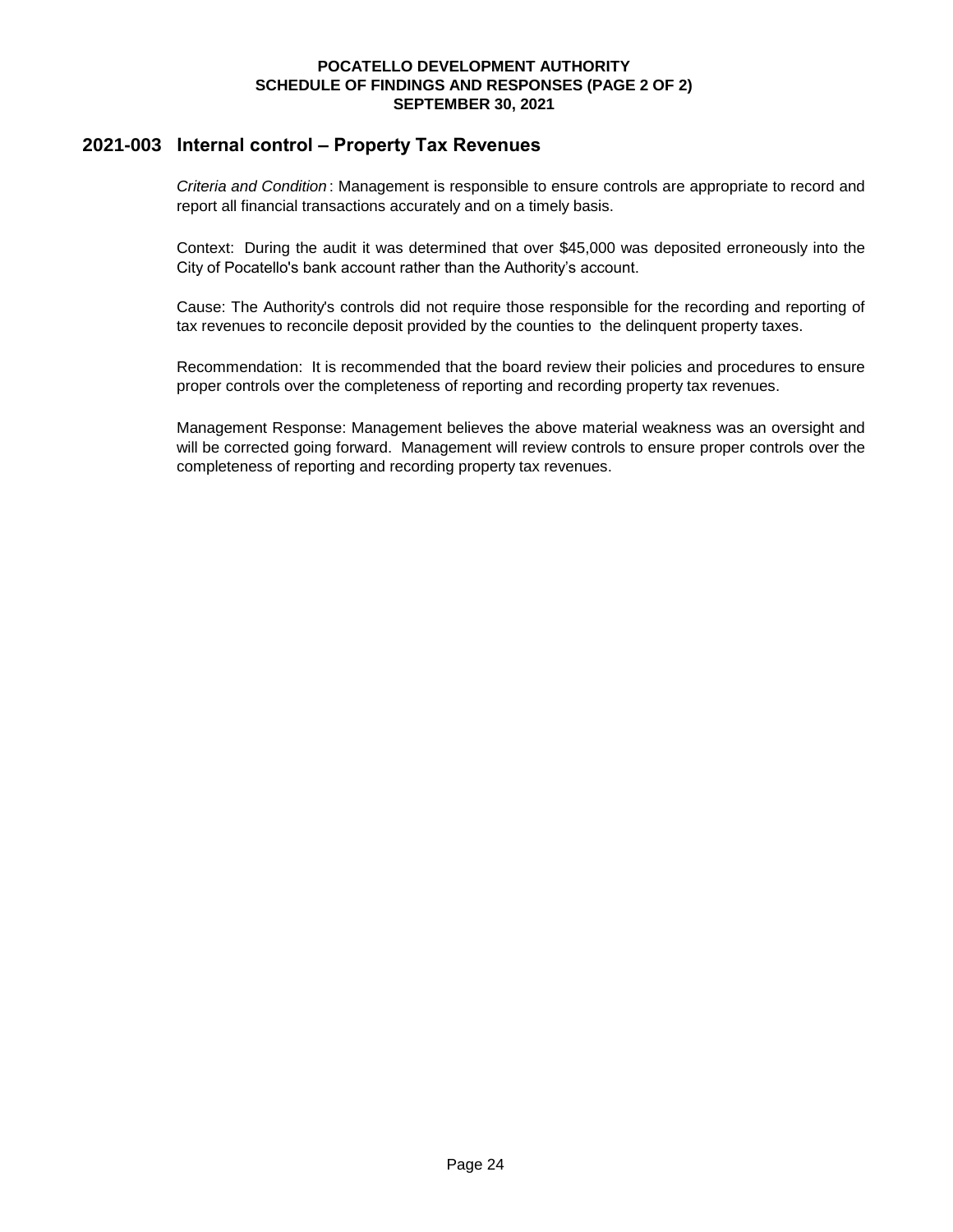# POCATELLO DEVELOPMENT AUTHORITY
# SCHEDULE OF FINDINGS AND RESPONSES (PAGE 2 OF 2)
# SEPTEMBER 30, 2021

## 2021-003 Internal control – Property Tax Revenues

*Criteria and Condition*: Management is responsible to ensure controls are appropriate to record and report all financial transactions accurately and on a timely basis.

Context: During the audit it was determined that over $45,000 was deposited erroneously into the City of Pocatello's bank account rather than the Authority's account.

Cause: The Authority's controls did not require those responsible for the recording and reporting of tax revenues to reconcile deposit provided by the counties to the delinquent property taxes.

Recommendation: It is recommended that the board review their policies and procedures to ensure proper controls over the completeness of reporting and recording property tax revenues.

Management Response: Management believes the above material weakness was an oversight and will be corrected going forward. Management will review controls to ensure proper controls over the completeness of reporting and recording property tax revenues.